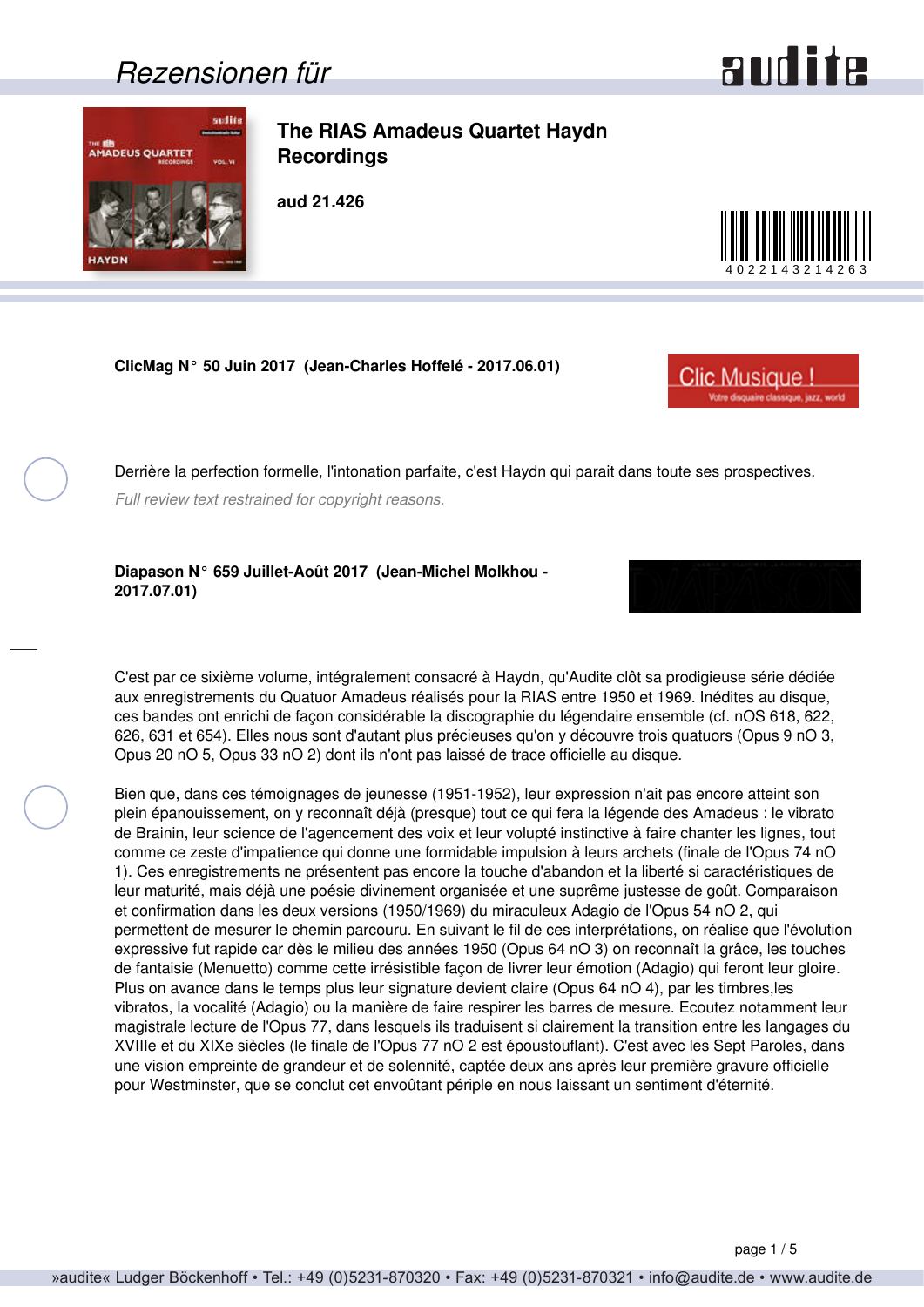# Rezensionen für

## The RIAS Amadeus Quartet Haydn Recordings

**aud 21.426**

4 022143 214263

**ClicMag N° 50 Juin 2017 (Jean-Charles Hoffelé - 2017.06.01)**

Derrière la perfection formelle, l'intonation parfaite, c'est Haydn qui parait dans toute ses prospectives.

*Full review text restrained for copyright reasons.*

**Diapason N° 659 Juillet-Août 2017 (Jean-Michel Molkhou - 2017.07.01)**

C'est par ce sixième volume, intégralement consacré à Haydn, qu'Audite clôt sa prodigieuse série dédiée aux enregistrements du Quatuor Amadeus réalisés pour la RIAS entre 1950 et 1969. Inédites au disque, ces bandes ont enrichi de façon considérable la discographie du légendaire ensemble (cf. nOS 618, 622, 626, 631 et 654). Elles nous sont d'autant plus précieuses qu'on y découvre trois quatuors (Opus 9 nO 3, Opus 20 nO 5, Opus 33 nO 2) dont ils n'ont pas laissé de trace officielle au disque.

Bien que, dans ces témoignages de jeunesse (1951-1952), leur expression n'ait pas encore atteint son plein épanouissement, on y reconnaît déjà (presque) tout ce qui fera la légende des Amadeus : le vibrato de Brainin, leur science de l'agencement des voix et leur volupté instinctive à faire chanter les lignes, tout comme ce zeste d'impatience qui donne une formidable impulsion à leurs archets (finale de l'Opus 74 nO 1). Ces enregistrements ne présentent pas encore la touche d'abandon et la liberté si caractéristiques de leur maturité, mais déjà une poésie divinement organisée et une suprême justesse de goût. Comparaison et confirmation dans les deux versions (1950/1969) du miraculeux Adagio de l'Opus 54 nO 2, qui permettent de mesurer le chemin parcouru. En suivant le fil de ces interprétations, on réalise que l'évolution expressive fut rapide car dès le milieu des années 1950 (Opus 64 nO 3) on reconnaît la grâce, les touches de fantaisie (Menuetto) comme cette irrésistible façon de livrer leur émotion (Adagio) qui feront leur gloire. Plus on avance dans le temps plus leur signature devient claire (Opus 64 nO 4), par les timbres,les vibratos, la vocalité (Adagio) ou la manière de faire respirer les barres de mesure. Ecoutez notamment leur magistrale lecture de l'Opus 77, dans lesquels ils traduisent si clairement la transition entre les langages du XVIIIe et du XIXe siècles (le finale de l'Opus 77 nO 2 est époustouflant). C'est avec les Sept Paroles, dans une vision empreinte de grandeur et de solennité, captée deux ans après leur première gravure officielle pour Westminster, que se conclut cet envoûtant périple en nous laissant un sentiment d'éternité.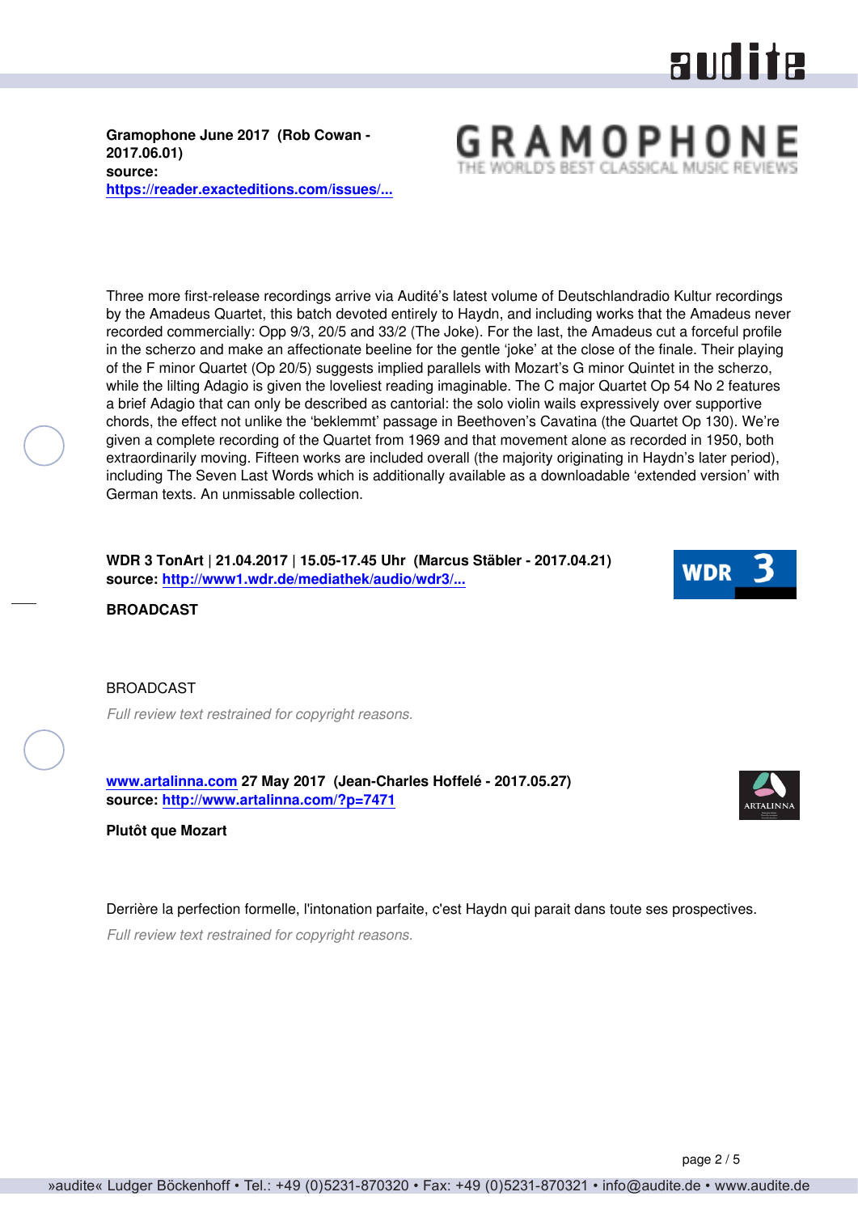**Gramophone June 2017 (Rob Cowan - 2017.06.01)**
**source:** **https://reader.exacteditions.com/issues/...**

Three more first-release recordings arrive via Audité's latest volume of Deutschlandradio Kultur recordings by the Amadeus Quartet, this batch devoted entirely to Haydn, and including works that the Amadeus never recorded commercially: Opp 9/3, 20/5 and 33/2 (The Joke). For the last, the Amadeus cut a forceful profile in the scherzo and make an affectionate beeline for the gentle 'joke' at the close of the finale. Their playing of the F minor Quartet (Op 20/5) suggests implied parallels with Mozart's G minor Quintet in the scherzo, while the lilting Adagio is given the loveliest reading imaginable. The C major Quartet Op 54 No 2 features a brief Adagio that can only be described as cantorial: the solo violin wails expressively over supportive chords, the effect not unlike the 'beklemmt' passage in Beethoven's Cavatina (the Quartet Op 130). We're given a complete recording of the Quartet from 1969 and that movement alone as recorded in 1950, both extraordinarily moving. Fifteen works are included overall (the majority originating in Haydn's later period), including The Seven Last Words which is additionally available as a downloadable 'extended version' with German texts. An unmissable collection.

**WDR 3 TonArt | 21.04.2017 | 15.05-17.45 Uhr (Marcus Stäbler - 2017.04.21)**
**source:** **http://www1.wdr.de/mediathek/audio/wdr3/...**

**BROADCAST**

BROADCAST

*Full review text restrained for copyright reasons.*

**www.artalinna.com 27 May 2017 (Jean-Charles Hoffelé - 2017.05.27)**
**source:** **http://www.artalinna.com/?p=7471**

**Plutôt que Mozart**

Derrière la perfection formelle, l'intonation parfaite, c'est Haydn qui parait dans toute ses prospectives.

*Full review text restrained for copyright reasons.*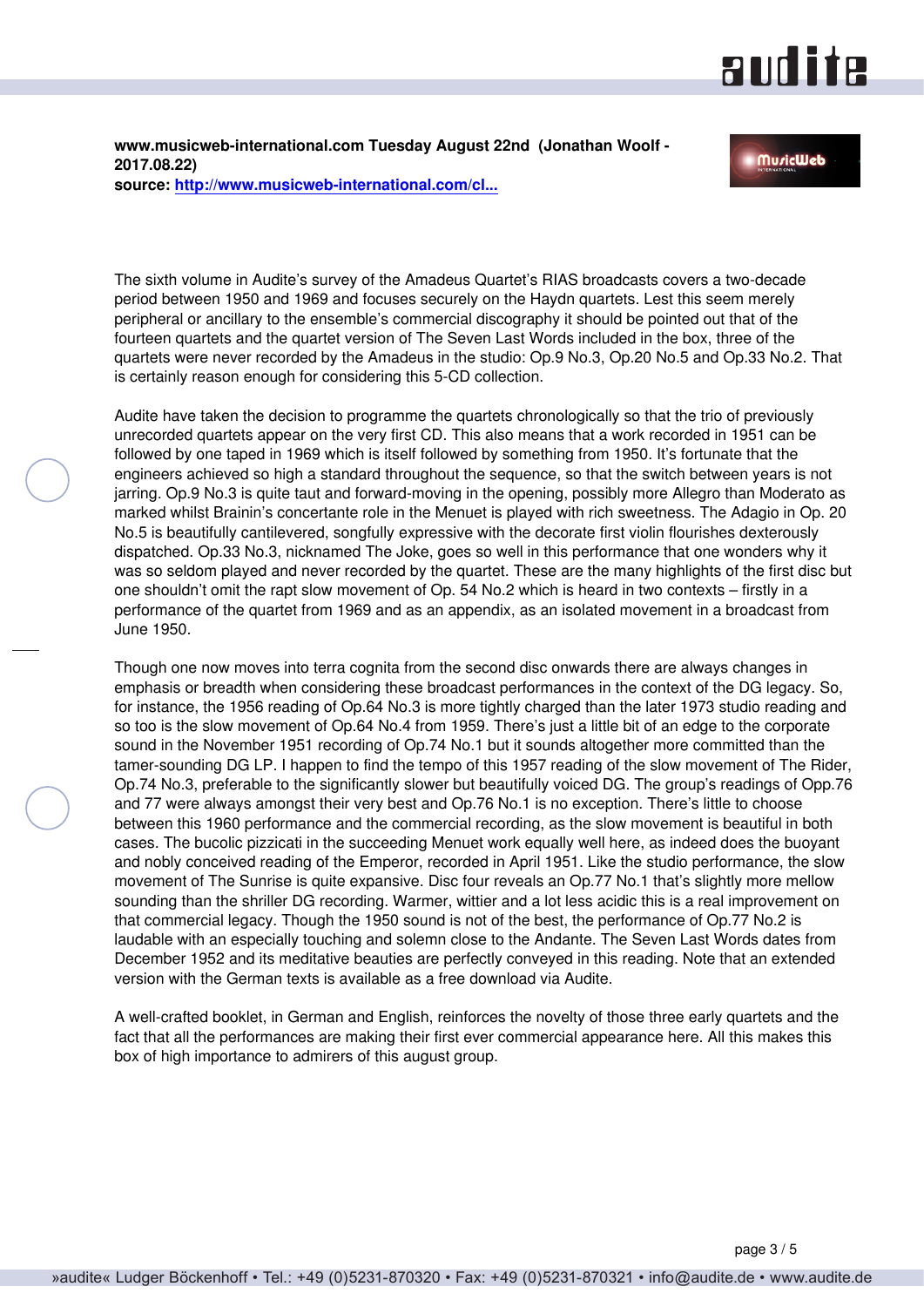**www.musicweb-international.com Tuesday August 22nd (Jonathan Woolf - 2017.08.22)**
**source: [http://www.musicweb-international.com/cl...](http://www.musicweb-international.com/cl...)**

The sixth volume in Audite's survey of the Amadeus Quartet's RIAS broadcasts covers a two-decade period between 1950 and 1969 and focuses securely on the Haydn quartets. Lest this seem merely peripheral or ancillary to the ensemble's commercial discography it should be pointed out that of the fourteen quartets and the quartet version of The Seven Last Words included in the box, three of the quartets were never recorded by the Amadeus in the studio: Op.9 No.3, Op.20 No.5 and Op.33 No.2. That is certainly reason enough for considering this 5-CD collection.

Audite have taken the decision to programme the quartets chronologically so that the trio of previously unrecorded quartets appear on the very first CD. This also means that a work recorded in 1951 can be followed by one taped in 1969 which is itself followed by something from 1950. It's fortunate that the engineers achieved so high a standard throughout the sequence, so that the switch between years is not jarring. Op.9 No.3 is quite taut and forward-moving in the opening, possibly more Allegro than Moderato as marked whilst Brainin's concertante role in the Menuet is played with rich sweetness. The Adagio in Op. 20 No.5 is beautifully cantilevered, songfully expressive with the decorate first violin flourishes dexterously dispatched. Op.33 No.3, nicknamed The Joke, goes so well in this performance that one wonders why it was so seldom played and never recorded by the quartet. These are the many highlights of the first disc but one shouldn't omit the rapt slow movement of Op. 54 No.2 which is heard in two contexts – firstly in a performance of the quartet from 1969 and as an appendix, as an isolated movement in a broadcast from June 1950.

Though one now moves into terra cognita from the second disc onwards there are always changes in emphasis or breadth when considering these broadcast performances in the context of the DG legacy. So, for instance, the 1956 reading of Op.64 No.3 is more tightly charged than the later 1973 studio reading and so too is the slow movement of Op.64 No.4 from 1959. There's just a little bit of an edge to the corporate sound in the November 1951 recording of Op.74 No.1 but it sounds altogether more committed than the tamer-sounding DG LP. I happen to find the tempo of this 1957 reading of the slow movement of The Rider, Op.74 No.3, preferable to the significantly slower but beautifully voiced DG. The group's readings of Opp.76 and 77 were always amongst their very best and Op.76 No.1 is no exception. There's little to choose between this 1960 performance and the commercial recording, as the slow movement is beautiful in both cases. The bucolic pizzicati in the succeeding Menuet work equally well here, as indeed does the buoyant and nobly conceived reading of the Emperor, recorded in April 1951. Like the studio performance, the slow movement of The Sunrise is quite expansive. Disc four reveals an Op.77 No.1 that's slightly more mellow sounding than the shriller DG recording. Warmer, wittier and a lot less acidic this is a real improvement on that commercial legacy. Though the 1950 sound is not of the best, the performance of Op.77 No.2 is laudable with an especially touching and solemn close to the Andante. The Seven Last Words dates from December 1952 and its meditative beauties are perfectly conveyed in this reading. Note that an extended version with the German texts is available as a free download via Audite.

A well-crafted booklet, in German and English, reinforces the novelty of those three early quartets and the fact that all the performances are making their first ever commercial appearance here. All this makes this box of high importance to admirers of this august group.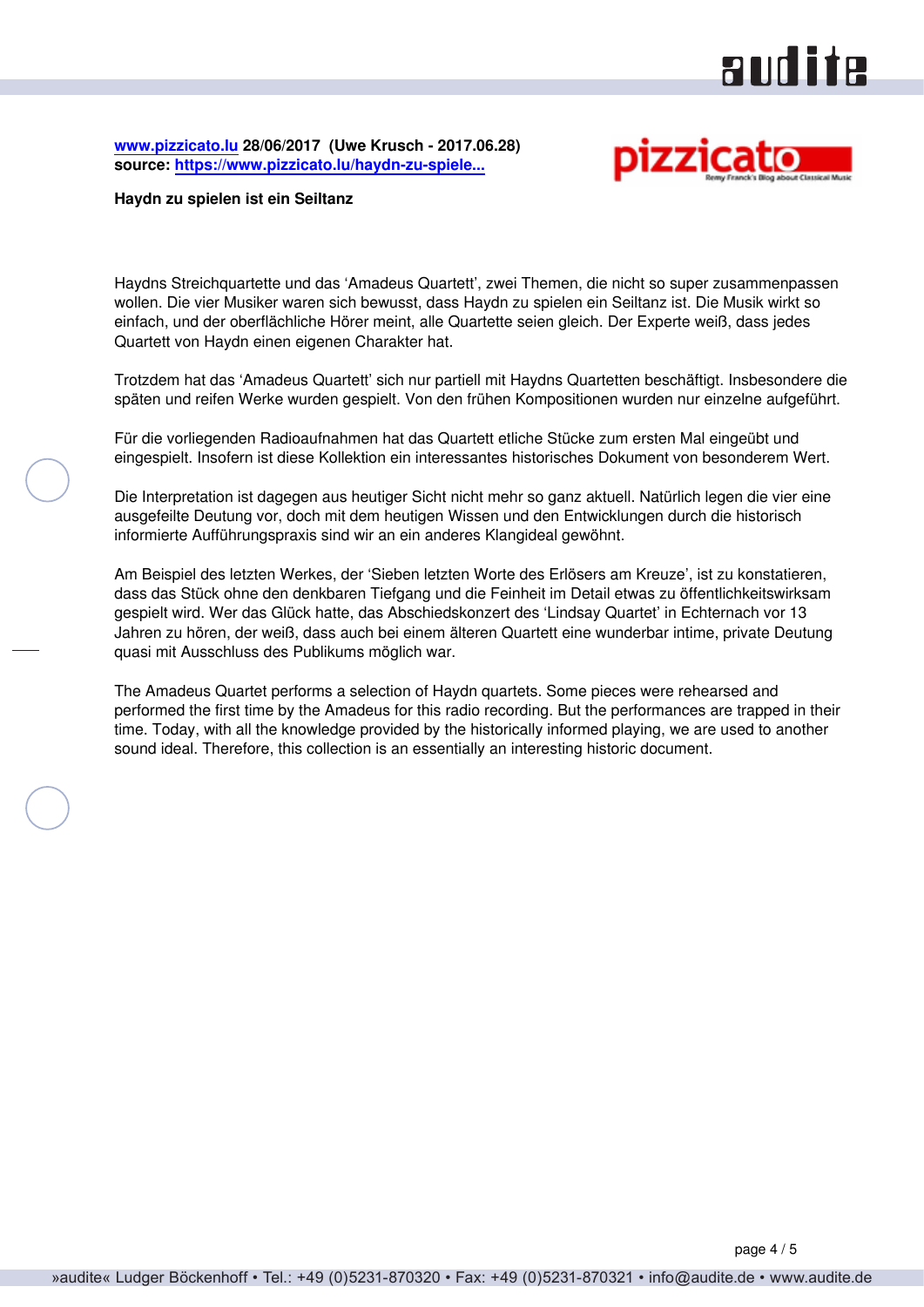**www.pizzicato.lu 28/06/2017 (Uwe Krusch - 2017.06.28)**
**source: https://www.pizzicato.lu/haydn-zu-spiele...**

**Haydn zu spielen ist ein Seiltanz**

Haydns Streichquartette und das 'Amadeus Quartett', zwei Themen, die nicht so super zusammenpassen wollen. Die vier Musiker waren sich bewusst, dass Haydn zu spielen ein Seiltanz ist. Die Musik wirkt so einfach, und der oberflächliche Hörer meint, alle Quartette seien gleich. Der Experte weiß, dass jedes Quartett von Haydn einen eigenen Charakter hat.

Trotzdem hat das 'Amadeus Quartett' sich nur partiell mit Haydns Quartetten beschäftigt. Insbesondere die späten und reifen Werke wurden gespielt. Von den frühen Kompositionen wurden nur einzelne aufgeführt.

Für die vorliegenden Radioaufnahmen hat das Quartett etliche Stücke zum ersten Mal eingeübt und eingespielt. Insofern ist diese Kollektion ein interessantes historisches Dokument von besonderem Wert.

Die Interpretation ist dagegen aus heutiger Sicht nicht mehr so ganz aktuell. Natürlich legen die vier eine ausgefeilte Deutung vor, doch mit dem heutigen Wissen und den Entwicklungen durch die historisch informierte Aufführungspraxis sind wir an ein anderes Klangideal gewöhnt.

Am Beispiel des letzten Werkes, der 'Sieben letzten Worte des Erlösers am Kreuze', ist zu konstatieren, dass das Stück ohne den denkbaren Tiefgang und die Feinheit im Detail etwas zu öffentlichkeitswirksam gespielt wird. Wer das Glück hatte, das Abschiedskonzert des 'Lindsay Quartet' in Echternach vor 13 Jahren zu hören, der weiß, dass auch bei einem älteren Quartett eine wunderbar intime, private Deutung quasi mit Ausschluss des Publikums möglich war.

The Amadeus Quartet performs a selection of Haydn quartets. Some pieces were rehearsed and performed the first time by the Amadeus for this radio recording. But the performances are trapped in their time. Today, with all the knowledge provided by the historically informed playing, we are used to another sound ideal. Therefore, this collection is an essentially an interesting historic document.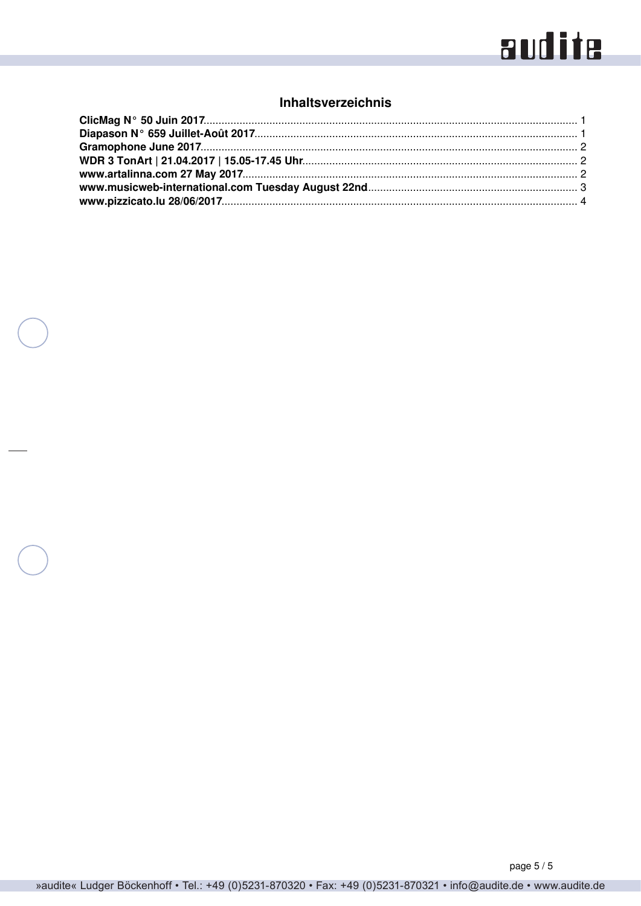## Inhaltsverzeichnis

**ClicMag N° 50 Juin 2017**........................................................................................................ 1
**Diapason N° 659 Juillet-Août 2017**........................................................................................ 1
**Gramophone June 2017**........................................................................................................ 2
**WDR 3 TonArt | 21.04.2017 | 15.05-17.45 Uhr**........................................................................ 2
**www.artalinna.com 27 May 2017**............................................................................................ 2
**www.musicweb-international.com Tuesday August 22nd**........................................................ 3
**www.pizzicato.lu 28/06/2017**.................................................................................................. 4